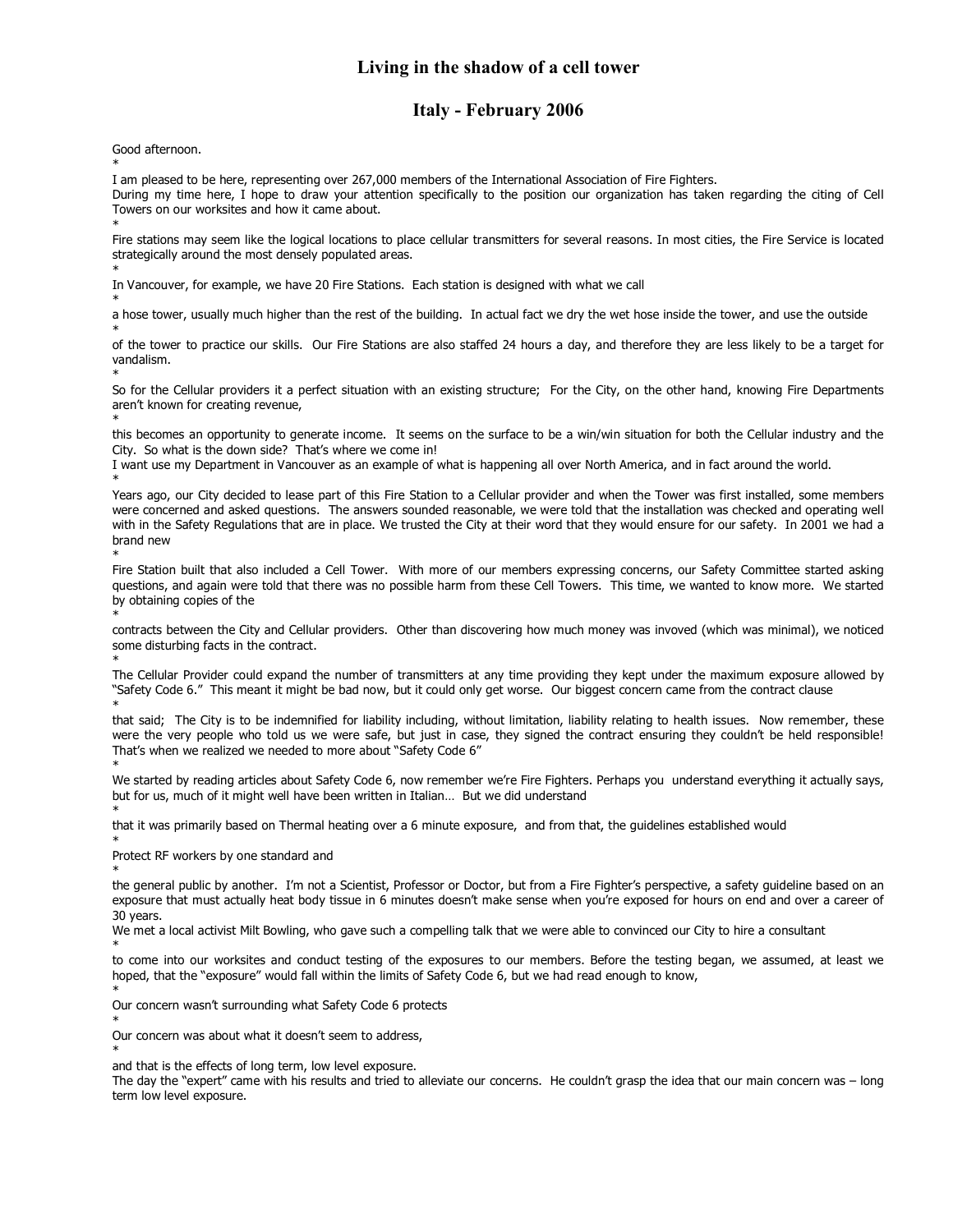# Living in the shadow of a cell tower

## Italy - February 2006

Good afternoon.

*

I am pleased to be here, representing over 267,000 members of the International Association of Fire Fighters.

During my time here, I hope to draw your attention specifically to the position our organization has taken regarding the citing of Cell Towers on our worksites and how it came about.

*

Fire stations may seem like the logical locations to place cellular transmitters for several reasons. In most cities, the Fire Service is located strategically around the most densely populated areas.

*

In Vancouver, for example, we have 20 Fire Stations. Each station is designed with what we call

*

a hose tower, usually much higher than the rest of the building. In actual fact we dry the wet hose inside the tower, and use the outside

*

of the tower to practice our skills. Our Fire Stations are also staffed 24 hours a day, and therefore they are less likely to be a target for vandalism.

*

So for the Cellular providers it a perfect situation with an existing structure; For the City, on the other hand, knowing Fire Departments aren't known for creating revenue,

*

this becomes an opportunity to generate income. It seems on the surface to be a win/win situation for both the Cellular industry and the City. So what is the down side? That's where we come in!

I want use my Department in Vancouver as an example of what is happening all over North America, and in fact around the world.

*

Years ago, our City decided to lease part of this Fire Station to a Cellular provider and when the Tower was first installed, some members were concerned and asked questions. The answers sounded reasonable, we were told that the installation was checked and operating well with in the Safety Regulations that are in place. We trusted the City at their word that they would ensure for our safety. In 2001 we had a brand new

*

Fire Station built that also included a Cell Tower. With more of our members expressing concerns, our Safety Committee started asking questions, and again were told that there was no possible harm from these Cell Towers. This time, we wanted to know more. We started by obtaining copies of the

*

contracts between the City and Cellular providers. Other than discovering how much money was invoved (which was minimal), we noticed some disturbing facts in the contract.

*

The Cellular Provider could expand the number of transmitters at any time providing they kept under the maximum exposure allowed by "Safety Code 6." This meant it might be bad now, but it could only get worse. Our biggest concern came from the contract clause

*

that said; The City is to be indemnified for liability including, without limitation, liability relating to health issues. Now remember, these were the very people who told us we were safe, but just in case, they signed the contract ensuring they couldn't be held responsible! That's when we realized we needed to more about "Safety Code 6"

*

We started by reading articles about Safety Code 6, now remember we're Fire Fighters. Perhaps you understand everything it actually says, but for us, much of it might well have been written in Italian… But we did understand

*

that it was primarily based on Thermal heating over a 6 minute exposure, and from that, the guidelines established would

*

Protect RF workers by one standard and

*

the general public by another. I'm not a Scientist, Professor or Doctor, but from a Fire Fighter's perspective, a safety guideline based on an exposure that must actually heat body tissue in 6 minutes doesn't make sense when you're exposed for hours on end and over a career of 30 years.

We met a local activist Milt Bowling, who gave such a compelling talk that we were able to convinced our City to hire a consultant

*

to come into our worksites and conduct testing of the exposures to our members. Before the testing began, we assumed, at least we hoped, that the "exposure" would fall within the limits of Safety Code 6, but we had read enough to know,

*

Our concern wasn't surrounding what Safety Code 6 protects

*

Our concern was about what it doesn't seem to address,

*

and that is the effects of long term, low level exposure.

The day the "expert" came with his results and tried to alleviate our concerns. He couldn't grasp the idea that our main concern was – long term low level exposure.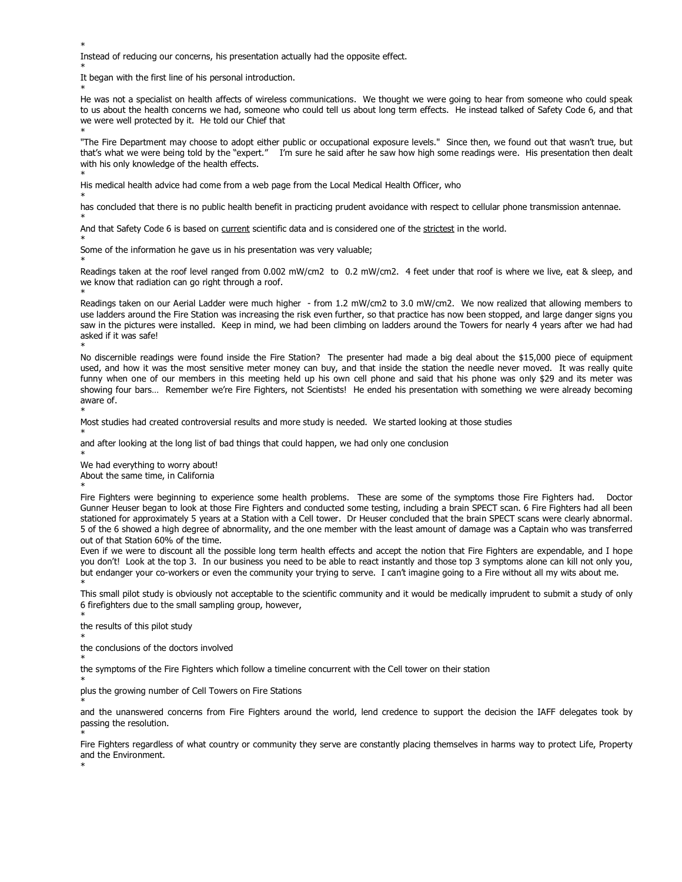*

Instead of reducing our concerns, his presentation actually had the opposite effect.

*

It began with the first line of his personal introduction.

*

He was not a specialist on health affects of wireless communications. We thought we were going to hear from someone who could speak to us about the health concerns we had, someone who could tell us about long term effects. He instead talked of Safety Code 6, and that we were well protected by it. He told our Chief that

*

"The Fire Department may choose to adopt either public or occupational exposure levels." Since then, we found out that wasn't true, but that's what we were being told by the "expert." I'm sure he said after he saw how high some readings were. His presentation then dealt with his only knowledge of the health effects.

*

His medical health advice had come from a web page from the Local Medical Health Officer, who

*

has concluded that there is no public health benefit in practicing prudent avoidance with respect to cellular phone transmission antennae.

*

And that Safety Code 6 is based on <u>current</u> scientific data and is considered one of the <u>strictest</u> in the world.

*

Some of the information he gave us in his presentation was very valuable;

*

Readings taken at the roof level ranged from 0.002 mW/cm2 to 0.2 mW/cm2. 4 feet under that roof is where we live, eat & sleep, and we know that radiation can go right through a roof.

*

Readings taken on our Aerial Ladder were much higher - from 1.2 mW/cm2 to 3.0 mW/cm2. We now realized that allowing members to use ladders around the Fire Station was increasing the risk even further, so that practice has now been stopped, and large danger signs you saw in the pictures were installed. Keep in mind, we had been climbing on ladders around the Towers for nearly 4 years after we had had asked if it was safe!

*

No discernible readings were found inside the Fire Station? The presenter had made a big deal about the $15,000 piece of equipment used, and how it was the most sensitive meter money can buy, and that inside the station the needle never moved. It was really quite funny when one of our members in this meeting held up his own cell phone and said that his phone was only $29 and its meter was showing four bars… Remember we're Fire Fighters, not Scientists! He ended his presentation with something we were already becoming aware of.

*

Most studies had created controversial results and more study is needed. We started looking at those studies

*

and after looking at the long list of bad things that could happen, we had only one conclusion

*

We had everything to worry about!

About the same time, in California

*

Fire Fighters were beginning to experience some health problems. These are some of the symptoms those Fire Fighters had. Doctor Gunner Heuser began to look at those Fire Fighters and conducted some testing, including a brain SPECT scan. 6 Fire Fighters had all been stationed for approximately 5 years at a Station with a Cell tower. Dr Heuser concluded that the brain SPECT scans were clearly abnormal. 5 of the 6 showed a high degree of abnormality, and the one member with the least amount of damage was a Captain who was transferred out of that Station 60% of the time.

Even if we were to discount all the possible long term health effects and accept the notion that Fire Fighters are expendable, and I hope you don't! Look at the top 3. In our business you need to be able to react instantly and those top 3 symptoms alone can kill not only you, but endanger your co-workers or even the community your trying to serve. I can't imagine going to a Fire without all my wits about me.

*

This small pilot study is obviously not acceptable to the scientific community and it would be medically imprudent to submit a study of only 6 firefighters due to the small sampling group, however,

*

the results of this pilot study

*

the conclusions of the doctors involved

*

the symptoms of the Fire Fighters which follow a timeline concurrent with the Cell tower on their station

*

plus the growing number of Cell Towers on Fire Stations

*

and the unanswered concerns from Fire Fighters around the world, lend credence to support the decision the IAFF delegates took by passing the resolution.

*

Fire Fighters regardless of what country or community they serve are constantly placing themselves in harms way to protect Life, Property and the Environment.

*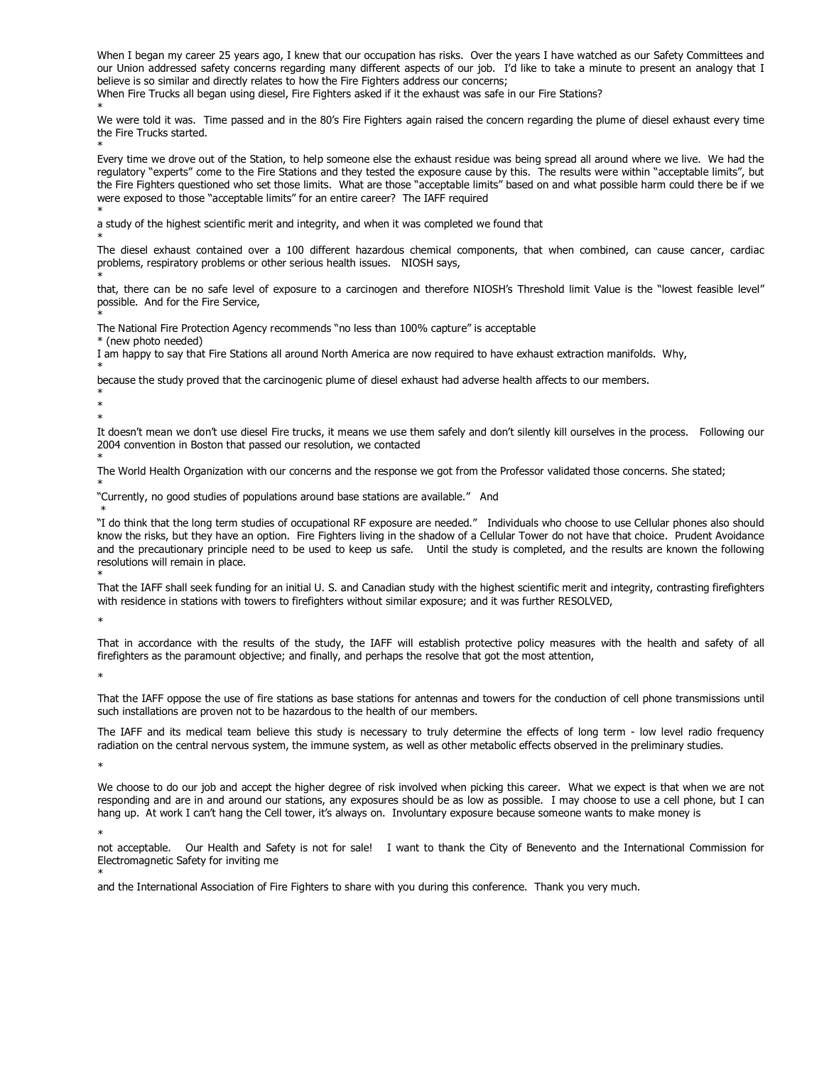When I began my career 25 years ago, I knew that our occupation has risks. Over the years I have watched as our Safety Committees and our Union addressed safety concerns regarding many different aspects of our job. I'd like to take a minute to present an analogy that I believe is so similar and directly relates to how the Fire Fighters address our concerns;

When Fire Trucks all began using diesel, Fire Fighters asked if it the exhaust was safe in our Fire Stations?

*

We were told it was. Time passed and in the 80's Fire Fighters again raised the concern regarding the plume of diesel exhaust every time the Fire Trucks started.

*

Every time we drove out of the Station, to help someone else the exhaust residue was being spread all around where we live. We had the regulatory "experts" come to the Fire Stations and they tested the exposure cause by this. The results were within "acceptable limits", but the Fire Fighters questioned who set those limits. What are those "acceptable limits" based on and what possible harm could there be if we were exposed to those "acceptable limits" for an entire career? The IAFF required

*

a study of the highest scientific merit and integrity, and when it was completed we found that

*

The diesel exhaust contained over a 100 different hazardous chemical components, that when combined, can cause cancer, cardiac problems, respiratory problems or other serious health issues. NIOSH says,

*

that, there can be no safe level of exposure to a carcinogen and therefore NIOSH's Threshold limit Value is the "lowest feasible level" possible. And for the Fire Service,

*

The National Fire Protection Agency recommends "no less than 100% capture" is acceptable

* (new photo needed)

I am happy to say that Fire Stations all around North America are now required to have exhaust extraction manifolds. Why,

*

because the study proved that the carcinogenic plume of diesel exhaust had adverse health affects to our members.

*

*

*

It doesn't mean we don't use diesel Fire trucks, it means we use them safely and don't silently kill ourselves in the process. Following our 2004 convention in Boston that passed our resolution, we contacted

*

The World Health Organization with our concerns and the response we got from the Professor validated those concerns. She stated;

*

"Currently, no good studies of populations around base stations are available." And

*

"I do think that the long term studies of occupational RF exposure are needed." Individuals who choose to use Cellular phones also should know the risks, but they have an option. Fire Fighters living in the shadow of a Cellular Tower do not have that choice. Prudent Avoidance and the precautionary principle need to be used to keep us safe. Until the study is completed, and the results are known the following resolutions will remain in place.

*

That the IAFF shall seek funding for an initial U. S. and Canadian study with the highest scientific merit and integrity, contrasting firefighters with residence in stations with towers to firefighters without similar exposure; and it was further RESOLVED,

*

That in accordance with the results of the study, the IAFF will establish protective policy measures with the health and safety of all firefighters as the paramount objective; and finally, and perhaps the resolve that got the most attention,

*

That the IAFF oppose the use of fire stations as base stations for antennas and towers for the conduction of cell phone transmissions until such installations are proven not to be hazardous to the health of our members.

The IAFF and its medical team believe this study is necessary to truly determine the effects of long term - low level radio frequency radiation on the central nervous system, the immune system, as well as other metabolic effects observed in the preliminary studies.

*

We choose to do our job and accept the higher degree of risk involved when picking this career. What we expect is that when we are not responding and are in and around our stations, any exposures should be as low as possible. I may choose to use a cell phone, but I can hang up. At work I can't hang the Cell tower, it's always on. Involuntary exposure because someone wants to make money is

*

not acceptable. Our Health and Safety is not for sale! I want to thank the City of Benevento and the International Commission for Electromagnetic Safety for inviting me

*

and the International Association of Fire Fighters to share with you during this conference. Thank you very much.